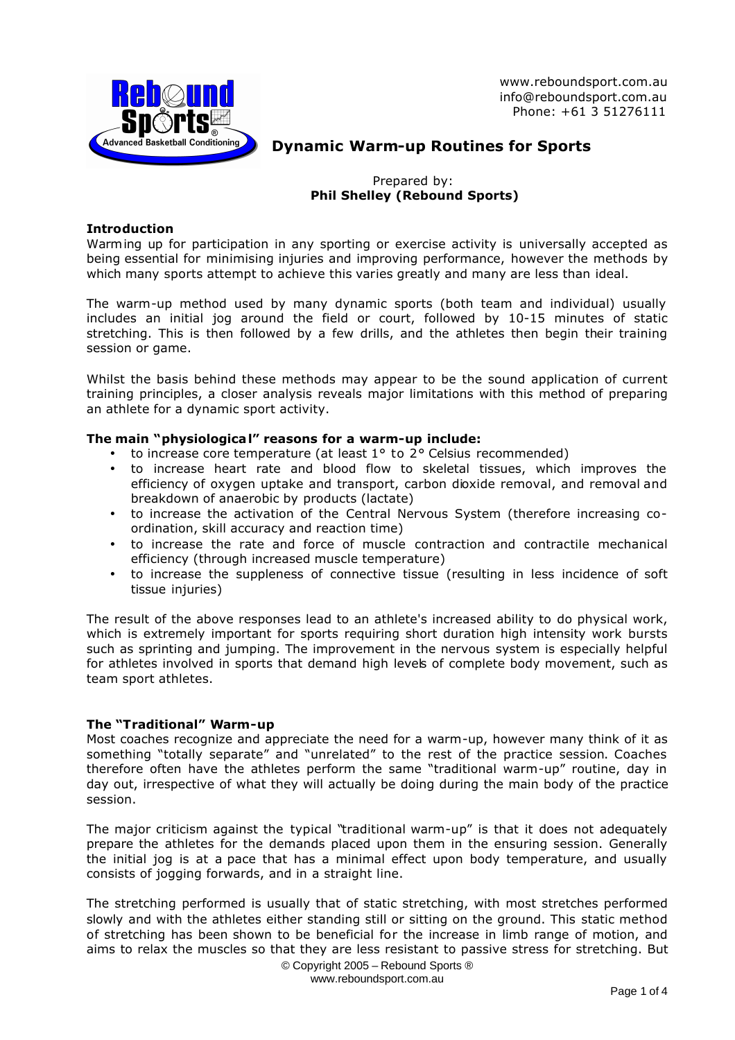www.reboundsport.com.au
info@reboundsport.com.au
Phone: +61 3 51276111

# Dynamic Warm-up Routines for Sports

Prepared by:
**Phil Shelley (Rebound Sports)**

### Introduction

Warming up for participation in any sporting or exercise activity is universally accepted as being essential for minimising injuries and improving performance, however the methods by which many sports attempt to achieve this varies greatly and many are less than ideal.

The warm-up method used by many dynamic sports (both team and individual) usually includes an initial jog around the field or court, followed by 10-15 minutes of static stretching. This is then followed by a few drills, and the athletes then begin their training session or game.

Whilst the basis behind these methods may appear to be the sound application of current training principles, a closer analysis reveals major limitations with this method of preparing an athlete for a dynamic sport activity.

### The main "physiological" reasons for a warm-up include:

- to increase core temperature (at least 1° to 2° Celsius recommended)
- to increase heart rate and blood flow to skeletal tissues, which improves the efficiency of oxygen uptake and transport, carbon dioxide removal, and removal and breakdown of anaerobic by products (lactate)
- to increase the activation of the Central Nervous System (therefore increasing co-ordination, skill accuracy and reaction time)
- to increase the rate and force of muscle contraction and contractile mechanical efficiency (through increased muscle temperature)
- to increase the suppleness of connective tissue (resulting in less incidence of soft tissue injuries)

The result of the above responses lead to an athlete's increased ability to do physical work, which is extremely important for sports requiring short duration high intensity work bursts such as sprinting and jumping. The improvement in the nervous system is especially helpful for athletes involved in sports that demand high levels of complete body movement, such as team sport athletes.

### The "Traditional" Warm-up

Most coaches recognize and appreciate the need for a warm-up, however many think of it as something "totally separate" and "unrelated" to the rest of the practice session. Coaches therefore often have the athletes perform the same "traditional warm-up" routine, day in day out, irrespective of what they will actually be doing during the main body of the practice session.

The major criticism against the typical "traditional warm-up" is that it does not adequately prepare the athletes for the demands placed upon them in the ensuring session. Generally the initial jog is at a pace that has a minimal effect upon body temperature, and usually consists of jogging forwards, and in a straight line.

The stretching performed is usually that of static stretching, with most stretches performed slowly and with the athletes either standing still or sitting on the ground. This static method of stretching has been shown to be beneficial for the increase in limb range of motion, and aims to relax the muscles so that they are less resistant to passive stress for stretching. But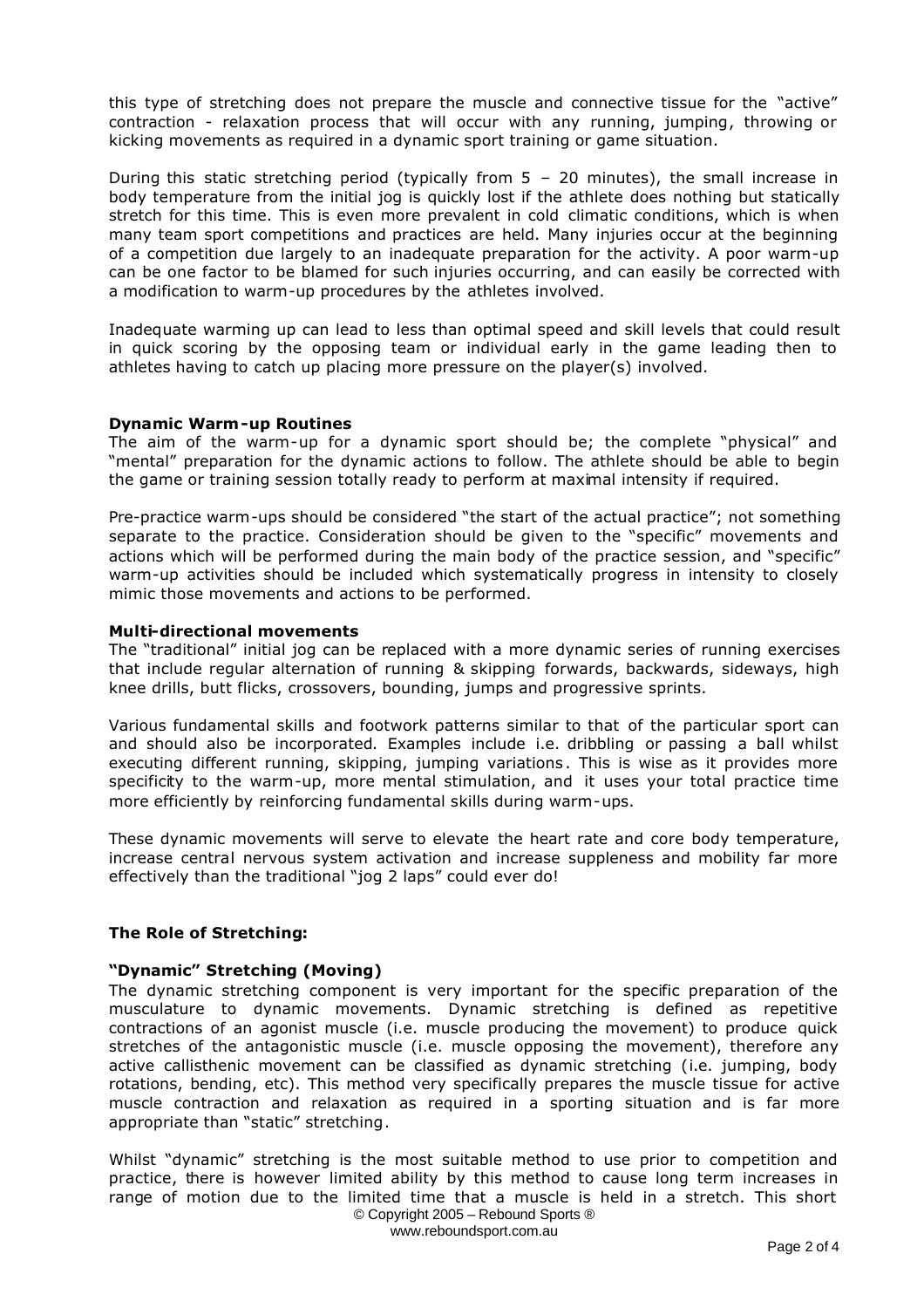this type of stretching does not prepare the muscle and connective tissue for the "active" contraction - relaxation process that will occur with any running, jumping, throwing or kicking movements as required in a dynamic sport training or game situation.

During this static stretching period (typically from 5 – 20 minutes), the small increase in body temperature from the initial jog is quickly lost if the athlete does nothing but statically stretch for this time. This is even more prevalent in cold climatic conditions, which is when many team sport competitions and practices are held. Many injuries occur at the beginning of a competition due largely to an inadequate preparation for the activity. A poor warm-up can be one factor to be blamed for such injuries occurring, and can easily be corrected with a modification to warm-up procedures by the athletes involved.

Inadequate warming up can lead to less than optimal speed and skill levels that could result in quick scoring by the opposing team or individual early in the game leading then to athletes having to catch up placing more pressure on the player(s) involved.

**Dynamic Warm-up Routines**

The aim of the warm-up for a dynamic sport should be; the complete "physical" and "mental" preparation for the dynamic actions to follow. The athlete should be able to begin the game or training session totally ready to perform at maximal intensity if required.

Pre-practice warm-ups should be considered "the start of the actual practice"; not something separate to the practice. Consideration should be given to the "specific" movements and actions which will be performed during the main body of the practice session, and "specific" warm-up activities should be included which systematically progress in intensity to closely mimic those movements and actions to be performed.

**Multi-directional movements**

The "traditional" initial jog can be replaced with a more dynamic series of running exercises that include regular alternation of running & skipping forwards, backwards, sideways, high knee drills, butt flicks, crossovers, bounding, jumps and progressive sprints.

Various fundamental skills and footwork patterns similar to that of the particular sport can and should also be incorporated. Examples include i.e. dribbling or passing a ball whilst executing different running, skipping, jumping variations. This is wise as it provides more specificity to the warm-up, more mental stimulation, and it uses your total practice time more efficiently by reinforcing fundamental skills during warm-ups.

These dynamic movements will serve to elevate the heart rate and core body temperature, increase central nervous system activation and increase suppleness and mobility far more effectively than the traditional "jog 2 laps" could ever do!

**The Role of Stretching:**

**"Dynamic" Stretching (Moving)**

The dynamic stretching component is very important for the specific preparation of the musculature to dynamic movements. Dynamic stretching is defined as repetitive contractions of an agonist muscle (i.e. muscle producing the movement) to produce quick stretches of the antagonistic muscle (i.e. muscle opposing the movement), therefore any active callisthenic movement can be classified as dynamic stretching (i.e. jumping, body rotations, bending, etc). This method very specifically prepares the muscle tissue for active muscle contraction and relaxation as required in a sporting situation and is far more appropriate than "static" stretching.

Whilst "dynamic" stretching is the most suitable method to use prior to competition and practice, there is however limited ability by this method to cause long term increases in range of motion due to the limited time that a muscle is held in a stretch. This short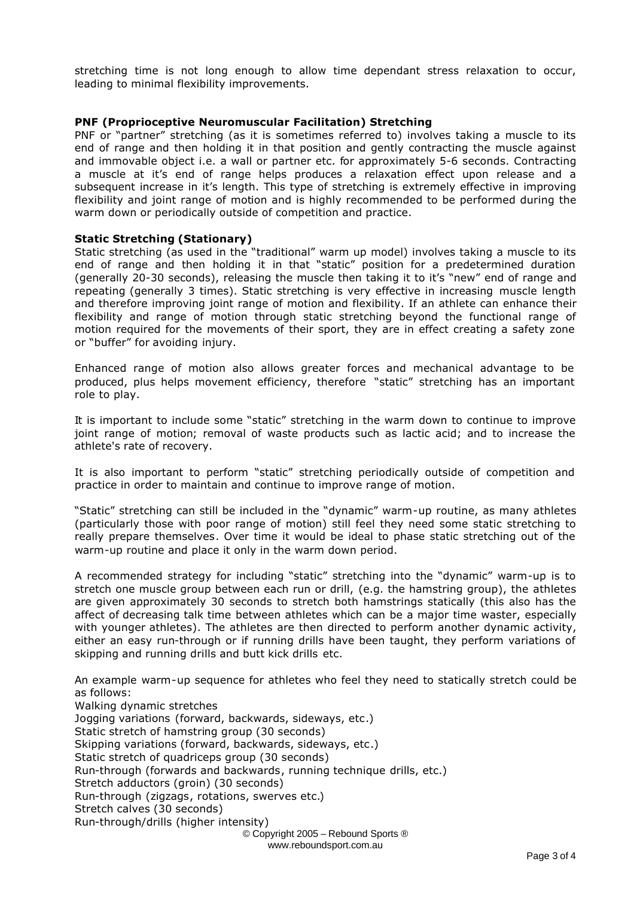stretching time is not long enough to allow time dependant stress relaxation to occur, leading to minimal flexibility improvements.

**PNF (Proprioceptive Neuromuscular Facilitation) Stretching**

PNF or "partner" stretching (as it is sometimes referred to) involves taking a muscle to its end of range and then holding it in that position and gently contracting the muscle against and immovable object i.e. a wall or partner etc. for approximately 5-6 seconds. Contracting a muscle at it's end of range helps produces a relaxation effect upon release and a subsequent increase in it's length. This type of stretching is extremely effective in improving flexibility and joint range of motion and is highly recommended to be performed during the warm down or periodically outside of competition and practice.

**Static Stretching (Stationary)**

Static stretching (as used in the "traditional" warm up model) involves taking a muscle to its end of range and then holding it in that "static" position for a predetermined duration (generally 20-30 seconds), releasing the muscle then taking it to it's "new" end of range and repeating (generally 3 times). Static stretching is very effective in increasing muscle length and therefore improving joint range of motion and flexibility. If an athlete can enhance their flexibility and range of motion through static stretching beyond the functional range of motion required for the movements of their sport, they are in effect creating a safety zone or "buffer" for avoiding injury.

Enhanced range of motion also allows greater forces and mechanical advantage to be produced, plus helps movement efficiency, therefore "static" stretching has an important role to play.

It is important to include some "static" stretching in the warm down to continue to improve joint range of motion; removal of waste products such as lactic acid; and to increase the athlete's rate of recovery.

It is also important to perform "static" stretching periodically outside of competition and practice in order to maintain and continue to improve range of motion.

"Static" stretching can still be included in the "dynamic" warm-up routine, as many athletes (particularly those with poor range of motion) still feel they need some static stretching to really prepare themselves. Over time it would be ideal to phase static stretching out of the warm-up routine and place it only in the warm down period.

A recommended strategy for including "static" stretching into the "dynamic" warm-up is to stretch one muscle group between each run or drill, (e.g. the hamstring group), the athletes are given approximately 30 seconds to stretch both hamstrings statically (this also has the affect of decreasing talk time between athletes which can be a major time waster, especially with younger athletes). The athletes are then directed to perform another dynamic activity, either an easy run-through or if running drills have been taught, they perform variations of skipping and running drills and butt kick drills etc.

An example warm-up sequence for athletes who feel they need to statically stretch could be as follows:

Walking dynamic stretches  
Jogging variations (forward, backwards, sideways, etc.)  
Static stretch of hamstring group (30 seconds)  
Skipping variations (forward, backwards, sideways, etc.)  
Static stretch of quadriceps group (30 seconds)  
Run-through (forwards and backwards, running technique drills, etc.)  
Stretch adductors (groin) (30 seconds)  
Run-through (zigzags, rotations, swerves etc.)  
Stretch calves (30 seconds)  
Run-through/drills (higher intensity)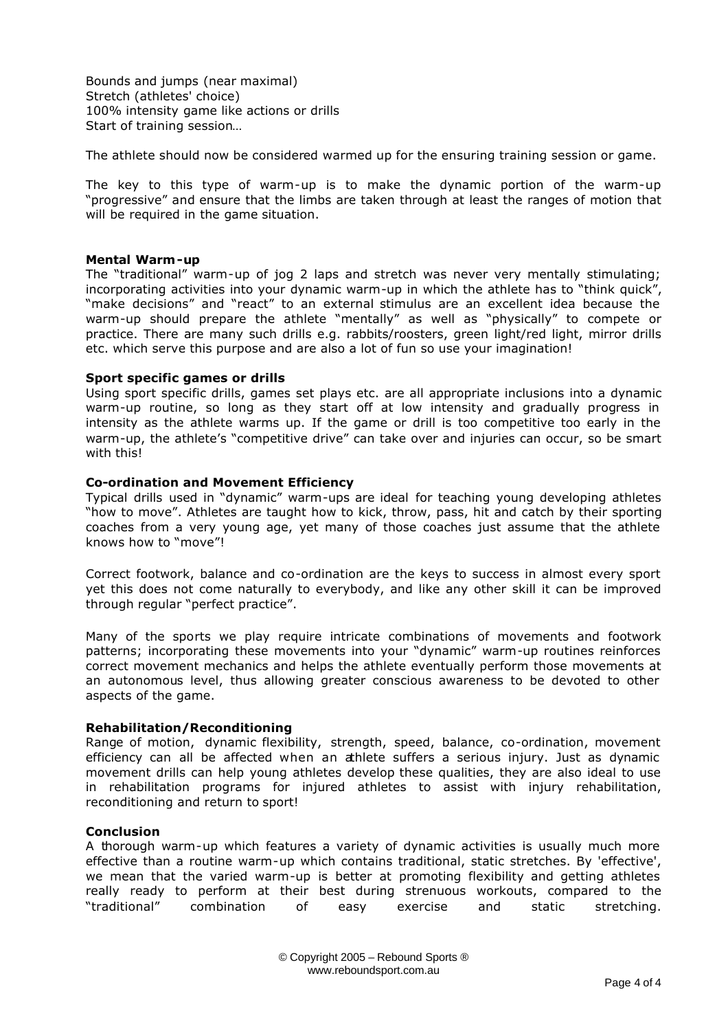Bounds and jumps (near maximal)
Stretch (athletes' choice)
100% intensity game like actions or drills
Start of training session…

The athlete should now be considered warmed up for the ensuring training session or game.

The key to this type of warm-up is to make the dynamic portion of the warm-up "progressive" and ensure that the limbs are taken through at least the ranges of motion that will be required in the game situation.

**Mental Warm-up**

The "traditional" warm-up of jog 2 laps and stretch was never very mentally stimulating; incorporating activities into your dynamic warm-up in which the athlete has to "think quick", "make decisions" and "react" to an external stimulus are an excellent idea because the warm-up should prepare the athlete "mentally" as well as "physically" to compete or practice. There are many such drills e.g. rabbits/roosters, green light/red light, mirror drills etc. which serve this purpose and are also a lot of fun so use your imagination!

**Sport specific games or drills**

Using sport specific drills, games set plays etc. are all appropriate inclusions into a dynamic warm-up routine, so long as they start off at low intensity and gradually progress in intensity as the athlete warms up. If the game or drill is too competitive too early in the warm-up, the athlete's "competitive drive" can take over and injuries can occur, so be smart with this!

**Co-ordination and Movement Efficiency**

Typical drills used in "dynamic" warm-ups are ideal for teaching young developing athletes "how to move". Athletes are taught how to kick, throw, pass, hit and catch by their sporting coaches from a very young age, yet many of those coaches just assume that the athlete knows how to "move"!

Correct footwork, balance and co-ordination are the keys to success in almost every sport yet this does not come naturally to everybody, and like any other skill it can be improved through regular "perfect practice".

Many of the sports we play require intricate combinations of movements and footwork patterns; incorporating these movements into your "dynamic" warm-up routines reinforces correct movement mechanics and helps the athlete eventually perform those movements at an autonomous level, thus allowing greater conscious awareness to be devoted to other aspects of the game.

**Rehabilitation/Reconditioning**

Range of motion, dynamic flexibility, strength, speed, balance, co-ordination, movement efficiency can all be affected when an athlete suffers a serious injury. Just as dynamic movement drills can help young athletes develop these qualities, they are also ideal to use in rehabilitation programs for injured athletes to assist with injury rehabilitation, reconditioning and return to sport!

**Conclusion**

A thorough warm-up which features a variety of dynamic activities is usually much more effective than a routine warm-up which contains traditional, static stretches. By 'effective', we mean that the varied warm-up is better at promoting flexibility and getting athletes really ready to perform at their best during strenuous workouts, compared to the "traditional" combination of easy exercise and static stretching.

© Copyright 2005 – Rebound Sports ®
www.reboundsport.com.au